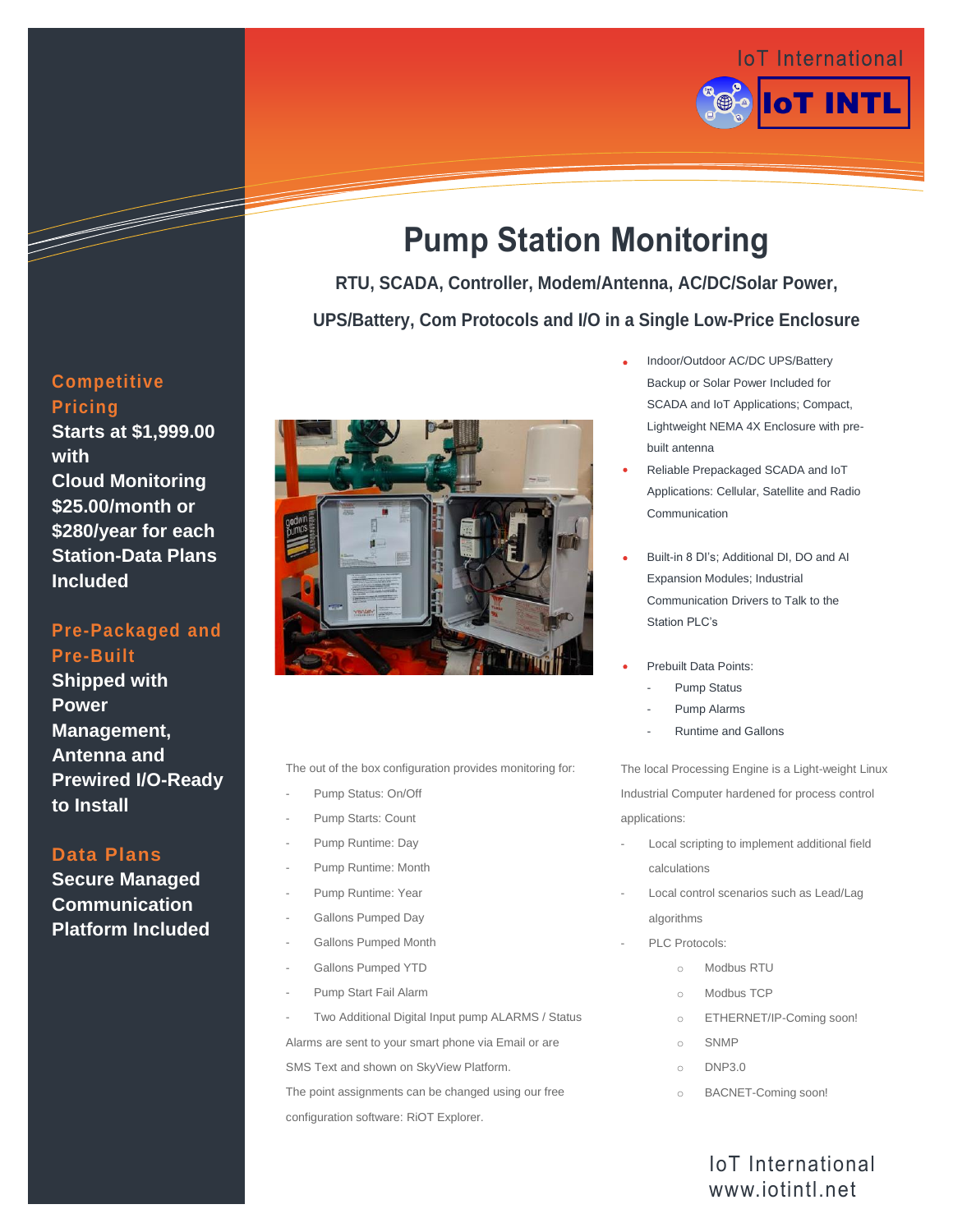IoT International

IoT INTL

# Pump Station Monitoring

**RTU, SCADA, Controller, Modem/Antenna, AC/DC/Solar Power, UPS/Battery, Com Protocols and I/O in a Single Low-Price Enclosure**

**Competitive Pricing**

**Starts at $1,999.00 with Cloud Monitoring $25.00/month or $280/year for each Station-Data Plans Included**

**Pre-Packaged and Pre-Built**

**Shipped with Power Management, Antenna and Prewired I/O-Ready to Install**

**Data Plans**

**Secure Managed Communication Platform Included**

- Indoor/Outdoor AC/DC UPS/Battery Backup or Solar Power Included for SCADA and IoT Applications; Compact, Lightweight NEMA 4X Enclosure with pre-built antenna
- Reliable Prepackaged SCADA and IoT Applications: Cellular, Satellite and Radio Communication
- Built-in 8 DI's; Additional DI, DO and AI Expansion Modules; Industrial Communication Drivers to Talk to the Station PLC's
- Prebuilt Data Points:
  - Pump Status
  - Pump Alarms
  - Runtime and Gallons

The out of the box configuration provides monitoring for:

- Pump Status: On/Off
- Pump Starts: Count
- Pump Runtime: Day
- Pump Runtime: Month
- Pump Runtime: Year
- Gallons Pumped Day
- Gallons Pumped Month
- Gallons Pumped YTD
- Pump Start Fail Alarm
- Two Additional Digital Input pump ALARMS / Status

Alarms are sent to your smart phone via Email or are SMS Text and shown on SkyView Platform.

The point assignments can be changed using our free configuration software: RiOT Explorer.

The local Processing Engine is a Light-weight Linux Industrial Computer hardened for process control applications:

- Local scripting to implement additional field calculations
- Local control scenarios such as Lead/Lag algorithms
- PLC Protocols:
  - Modbus RTU
  - Modbus TCP
  - ETHERNET/IP-Coming soon!
  - SNMP
  - DNP3.0
  - BACNET-Coming soon!

IoT International
www.iotintl.net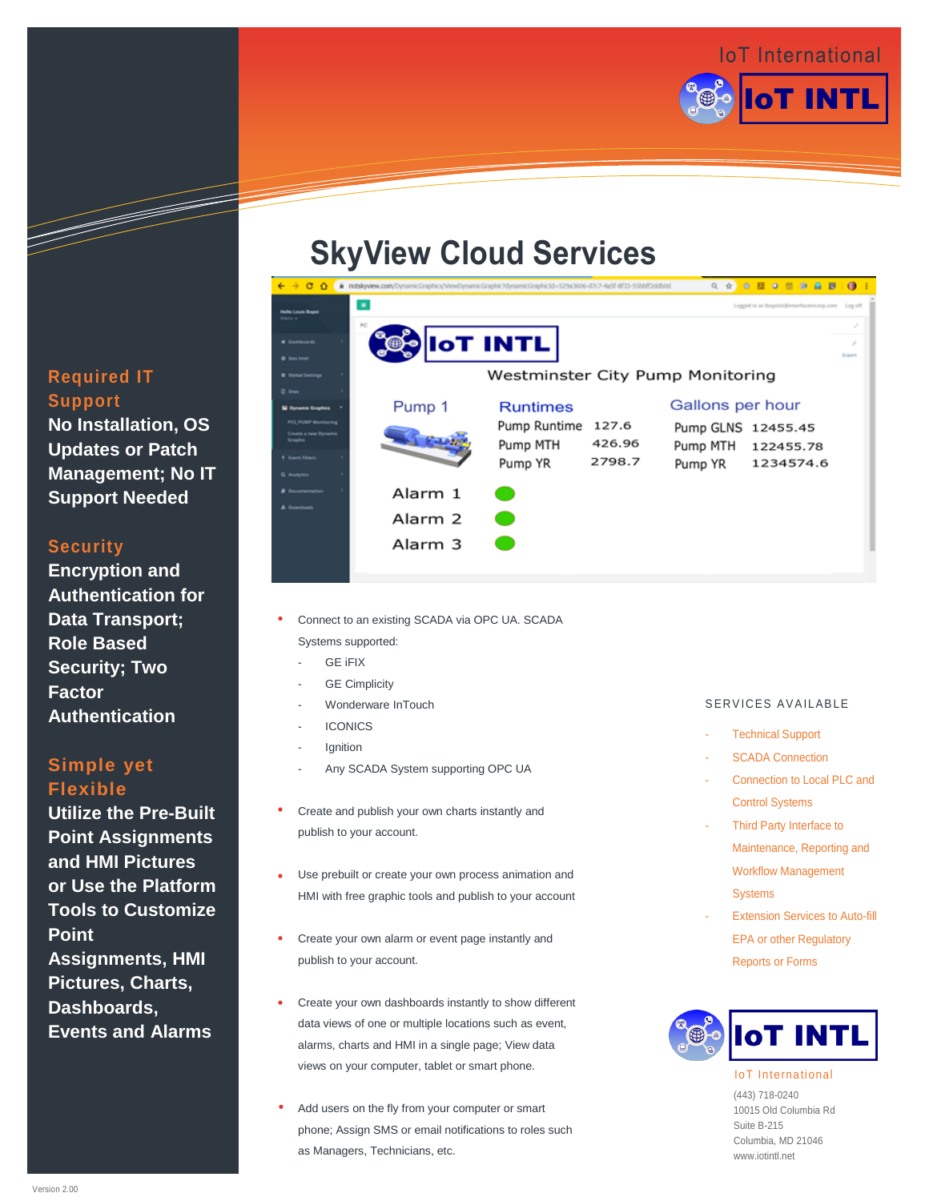IoT International

# SkyView Cloud Services

Westminster City Pump Monitoring

Pump 1

Runtimes

Pump Runtime 127.6

Pump MTH 426.96

Pump YR 2798.7

Gallons per hour

Pump GLNS 12455.45

Pump MTH 122455.78

Pump YR 1234574.6

Alarm 1

Alarm 2

Alarm 3

### Required IT Support

**No Installation, OS Updates or Patch Management; No IT Support Needed**

### Security

**Encryption and Authentication for Data Transport; Role Based Security; Two Factor Authentication**

### Simple yet Flexible

**Utilize the Pre-Built Point Assignments and HMI Pictures or Use the Platform Tools to Customize Point Assignments, HMI Pictures, Charts, Dashboards, Events and Alarms**

- Connect to an existing SCADA via OPC UA. SCADA Systems supported:
  - GE iFIX
  - GE Cimplicity
  - Wonderware InTouch
  - ICONICS
  - Ignition
  - Any SCADA System supporting OPC UA
- Create and publish your own charts instantly and publish to your account.
- Use prebuilt or create your own process animation and HMI with free graphic tools and publish to your account
- Create your own alarm or event page instantly and publish to your account.
- Create your own dashboards instantly to show different data views of one or multiple locations such as event, alarms, charts and HMI in a single page; View data views on your computer, tablet or smart phone.
- Add users on the fly from your computer or smart phone; Assign SMS or email notifications to roles such as Managers, Technicians, etc.

### SERVICES AVAILABLE

- Technical Support
- SCADA Connection
- Connection to Local PLC and Control Systems
- Third Party Interface to Maintenance, Reporting and Workflow Management Systems
- Extension Services to Auto-fill EPA or other Regulatory Reports or Forms

IoT INTL

IoT International

(443) 718-0240

10015 Old Columbia Rd

Suite B-215

Columbia, MD 21046

www.iotintl.net

Version 2.00